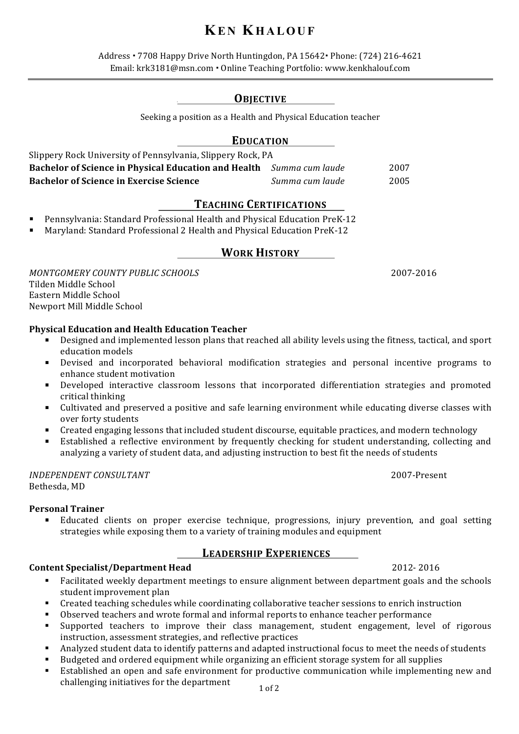# Ken Khalouf

Address • 7708 Happy Drive North Huntingdon, PA 15642• Phone: (724) 216-4621
Email: krk3181@msn.com • Online Teaching Portfolio: www.kenkhalouf.com

## Objective

Seeking a position as a Health and Physical Education teacher

## Education

Slippery Rock University of Pennsylvania, Slippery Rock, PA

| | | |
|---|---|---|
| **Bachelor of Science in Physical Education and Health** | *Summa cum laude* | 2007 |
| **Bachelor of Science in Exercise Science** | *Summa cum laude* | 2005 |

## Teaching Certifications

- Pennsylvania: Standard Professional Health and Physical Education PreK-12
- Maryland: Standard Professional 2 Health and Physical Education PreK-12

## Work History

*MONTGOMERY COUNTY PUBLIC SCHOOLS* 2007-2016
Tilden Middle School
Eastern Middle School
Newport Mill Middle School

**Physical Education and Health Education Teacher**

- Designed and implemented lesson plans that reached all ability levels using the fitness, tactical, and sport education models
- Devised and incorporated behavioral modification strategies and personal incentive programs to enhance student motivation
- Developed interactive classroom lessons that incorporated differentiation strategies and promoted critical thinking
- Cultivated and preserved a positive and safe learning environment while educating diverse classes with over forty students
- Created engaging lessons that included student discourse, equitable practices, and modern technology
- Established a reflective environment by frequently checking for student understanding, collecting and analyzing a variety of student data, and adjusting instruction to best fit the needs of students

*INDEPENDENT CONSULTANT* 2007-Present
Bethesda, MD

**Personal Trainer**

- Educated clients on proper exercise technique, progressions, injury prevention, and goal setting strategies while exposing them to a variety of training modules and equipment

## Leadership Experiences

**Content Specialist/Department Head** 2012- 2016

- Facilitated weekly department meetings to ensure alignment between department goals and the schools student improvement plan
- Created teaching schedules while coordinating collaborative teacher sessions to enrich instruction
- Observed teachers and wrote formal and informal reports to enhance teacher performance
- Supported teachers to improve their class management, student engagement, level of rigorous instruction, assessment strategies, and reflective practices
- Analyzed student data to identify patterns and adapted instructional focus to meet the needs of students
- Budgeted and ordered equipment while organizing an efficient storage system for all supplies
- Established an open and safe environment for productive communication while implementing new and challenging initiatives for the department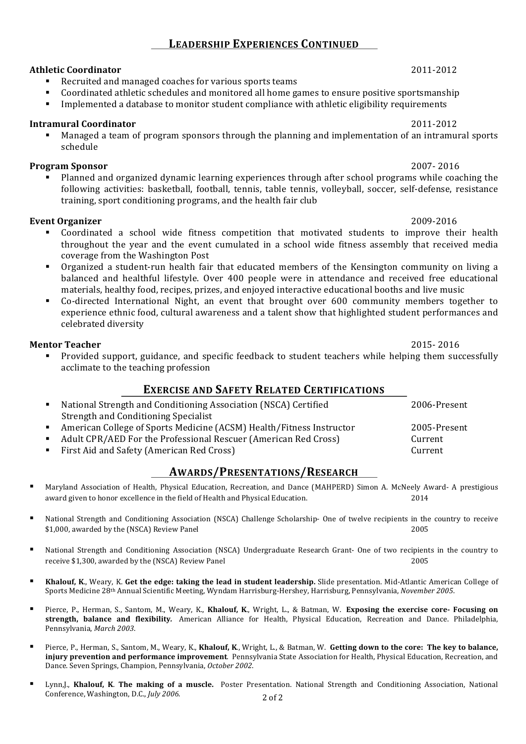## LEADERSHIP EXPERIENCES CONTINUED

**Athletic Coordinator** 2011-2012

- Recruited and managed coaches for various sports teams
- Coordinated athletic schedules and monitored all home games to ensure positive sportsmanship
- Implemented a database to monitor student compliance with athletic eligibility requirements

**Intramural Coordinator** 2011-2012

- Managed a team of program sponsors through the planning and implementation of an intramural sports schedule

**Program Sponsor** 2007- 2016

- Planned and organized dynamic learning experiences through after school programs while coaching the following activities: basketball, football, tennis, table tennis, volleyball, soccer, self-defense, resistance training, sport conditioning programs, and the health fair club

**Event Organizer** 2009-2016

- Coordinated a school wide fitness competition that motivated students to improve their health throughout the year and the event cumulated in a school wide fitness assembly that received media coverage from the Washington Post
- Organized a student-run health fair that educated members of the Kensington community on living a balanced and healthful lifestyle. Over 400 people were in attendance and received free educational materials, healthy food, recipes, prizes, and enjoyed interactive educational booths and live music
- Co-directed International Night, an event that brought over 600 community members together to experience ethnic food, cultural awareness and a talent show that highlighted student performances and celebrated diversity

**Mentor Teacher** 2015- 2016

- Provided support, guidance, and specific feedback to student teachers while helping them successfully acclimate to the teaching profession

## EXERCISE AND SAFETY RELATED CERTIFICATIONS

- National Strength and Conditioning Association (NSCA) Certified Strength and Conditioning Specialist — 2006-Present
- American College of Sports Medicine (ACSM) Health/Fitness Instructor — 2005-Present
- Adult CPR/AED For the Professional Rescuer (American Red Cross) — Current
- First Aid and Safety (American Red Cross) — Current

## AWARDS/PRESENTATIONS/RESEARCH

- Maryland Association of Health, Physical Education, Recreation, and Dance (MAHPERD) Simon A. McNeely Award- A prestigious award given to honor excellence in the field of Health and Physical Education. 2014
- National Strength and Conditioning Association (NSCA) Challenge Scholarship- One of twelve recipients in the country to receive $1,000, awarded by the (NSCA) Review Panel 2005
- National Strength and Conditioning Association (NSCA) Undergraduate Research Grant- One of two recipients in the country to receive $1,300, awarded by the (NSCA) Review Panel 2005
- **Khalouf, K.**, Weary, K. **Get the edge: taking the lead in student leadership.** Slide presentation. Mid-Atlantic American College of Sports Medicine 28th Annual Scientific Meeting, Wyndam Harrisburg-Hershey, Harrisburg, Pennsylvania, *November 2005*.
- Pierce, P., Herman, S., Santom, M., Weary, K., **Khalouf, K.**, Wright, L., & Batman, W. **Exposing the exercise core- Focusing on strength, balance and flexibility.** American Alliance for Health, Physical Education, Recreation and Dance. Philadelphia, Pennsylvania, *March 2003*.
- Pierce, P., Herman, S., Santom, M., Weary, K., **Khalouf, K.**, Wright, L., & Batman, W. **Getting down to the core: The key to balance, injury prevention and performance improvement**. Pennsylvania State Association for Health, Physical Education, Recreation, and Dance. Seven Springs, Champion, Pennsylvania, *October 2002*.
- Lynn,J., **Khalouf, K**. **The making of a muscle.** Poster Presentation. National Strength and Conditioning Association, National Conference, Washington, D.C., *July 2006*.